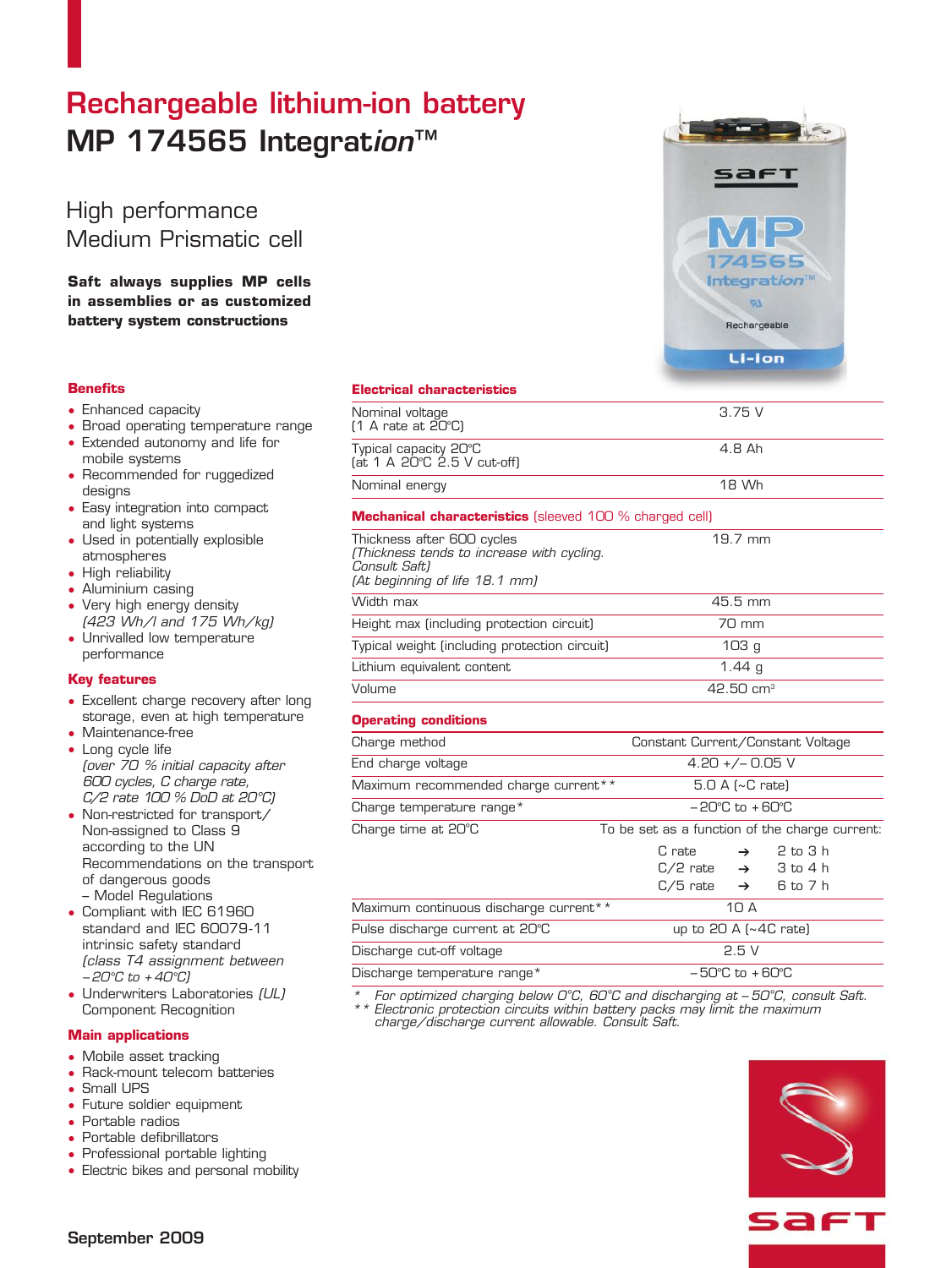# Rechargeable lithium-ion battery

## MP 174565 Integration™

### High performance Medium Prismatic cell

**Saft always supplies MP cells in assemblies or as customized battery system constructions**

### Benefits

- Enhanced capacity
- Broad operating temperature range
- Extended autonomy and life for mobile systems
- Recommended for ruggedized designs
- Easy integration into compact and light systems
- Used in potentially explosible atmospheres
- High reliability
- Aluminium casing
- Very high energy density *(423 Wh/l and 175 Wh/kg)*
- Unrivalled low temperature performance

### Key features

- Excellent charge recovery after long storage, even at high temperature
- Maintenance-free
- Long cycle life *(over 70 % initial capacity after 600 cycles, C charge rate, C/2 rate 100 % DoD at 20°C)*
- Non-restricted for transport/ Non-assigned to Class 9 according to the UN Recommendations on the transport of dangerous goods – Model Regulations
- Compliant with IEC 61960 standard and IEC 60079-11 intrinsic safety standard *(class T4 assignment between –20°C to +40°C)*
- Underwriters Laboratories *(UL)* Component Recognition

### Main applications

- Mobile asset tracking
- Rack-mount telecom batteries
- Small UPS
- Future soldier equipment
- Portable radios
- Portable defibrillators
- Professional portable lighting
- Electric bikes and personal mobility

### Electrical characteristics

| | |
|---|---|
| Nominal voltage (1 A rate at 20°C) | 3.75 V |
| Typical capacity 20°C (at 1 A 20°C 2.5 V cut-off) | 4.8 Ah |
| Nominal energy | 18 Wh |

### Mechanical characteristics (sleeved 100 % charged cell)

| | |
|---|---|
| Thickness after 600 cycles *(Thickness tends to increase with cycling. Consult Saft)* *(At beginning of life 18.1 mm)* | 19.7 mm |
| Width max | 45.5 mm |
| Height max (including protection circuit) | 70 mm |
| Typical weight (including protection circuit) | 103 g |
| Lithium equivalent content | 1.44 g |
| Volume | 42.50 cm³ |

### Operating conditions

| | |
|---|---|
| Charge method | Constant Current/Constant Voltage |
| End charge voltage | 4.20 +/– 0.05 V |
| Maximum recommended charge current** | 5.0 A (~C rate) |
| Charge temperature range* | –20°C to +60°C |
| Charge time at 20°C | To be set as a function of the charge current: C rate → 2 to 3 h; C/2 rate → 3 to 4 h; C/5 rate → 6 to 7 h |
| Maximum continuous discharge current** | 10 A |
| Pulse discharge current at 20°C | up to 20 A (~4C rate) |
| Discharge cut-off voltage | 2.5 V |
| Discharge temperature range* | –50°C to +60°C |

\* *For optimized charging below 0°C, 60°C and discharging at –50°C, consult Saft.*
** *Electronic protection circuits within battery packs may limit the maximum charge/discharge current allowable. Consult Saft.*

September 2009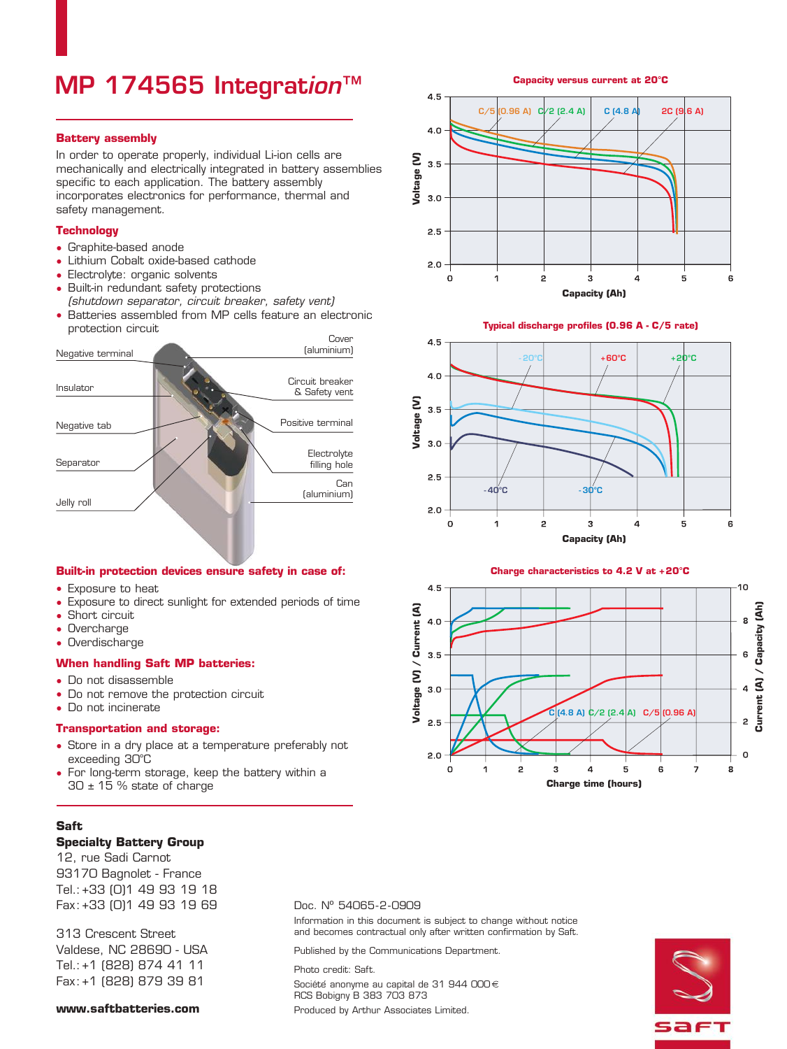# MP 174565 Integration™

## Battery assembly

In order to operate properly, individual Li-ion cells are mechanically and electrically integrated in battery assemblies specific to each application. The battery assembly incorporates electronics for performance, thermal and safety management.

## Technology

- Graphite-based anode
- Lithium Cobalt oxide-based cathode
- Electrolyte: organic solvents
- Built-in redundant safety protections
  *(shutdown separator, circuit breaker, safety vent)*
- Batteries assembled from MP cells feature an electronic protection circuit

Negative terminal
Insulator
Negative tab
Separator
Jelly roll
Cover (aluminium)
Circuit breaker & Safety vent
Positive terminal
Electrolyte filling hole
Can (aluminium)

## Built-in protection devices ensure safety in case of:

- Exposure to heat
- Exposure to direct sunlight for extended periods of time
- Short circuit
- Overcharge
- Overdischarge

## When handling Saft MP batteries:

- Do not disassemble
- Do not remove the protection circuit
- Do not incinerate

## Transportation and storage:

- Store in a dry place at a temperature preferably not exceeding 30°C
- For long-term storage, keep the battery within a 30 ± 15 % state of charge

**Capacity versus current at 20°C**

C/5 (0.96 A) C/2 (2.4 A) C (4.8 A) 2C (9.6 A)
Voltage (V): 2.0 2.5 3.0 3.5 4.0 4.5
Capacity (Ah): 0 1 2 3 4 5 6

**Typical discharge profiles (0.96 A - C/5 rate)**

-20°C +60°C +20°C -40°C -30°C
Voltage (V): 2.0 2.5 3.0 3.5 4.0 4.5
Capacity (Ah): 0 1 2 3 4 5 6

**Charge characteristics to 4.2 V at +20°C**

C (4.8 A) C/2 (2.4 A) C/5 (0.96 A)
Voltage (V) / Current (A): 2.0 2.5 3.0 3.5 4.0 4.5
Current (A) / Capacity (Ah): 0 2 4 6 8 10
Charge time (hours): 0 1 2 3 4 5 6 7 8

**Saft**
**Specialty Battery Group**
12, rue Sadi Carnot
93170 Bagnolet - France
Tel.: +33 (0)1 49 93 19 18
Fax: +33 (0)1 49 93 19 69

313 Crescent Street
Valdese, NC 28690 - USA
Tel.: +1 (828) 874 41 11
Fax: +1 (828) 879 39 81

**www.saftbatteries.com**

Doc. N° 54065-2-0909

Information in this document is subject to change without notice and becomes contractual only after written confirmation by Saft.

Published by the Communications Department.

Photo credit: Saft.

Société anonyme au capital de 31 944 000 €
RCS Bobigny B 383 703 873

Produced by Arthur Associates Limited.

saft